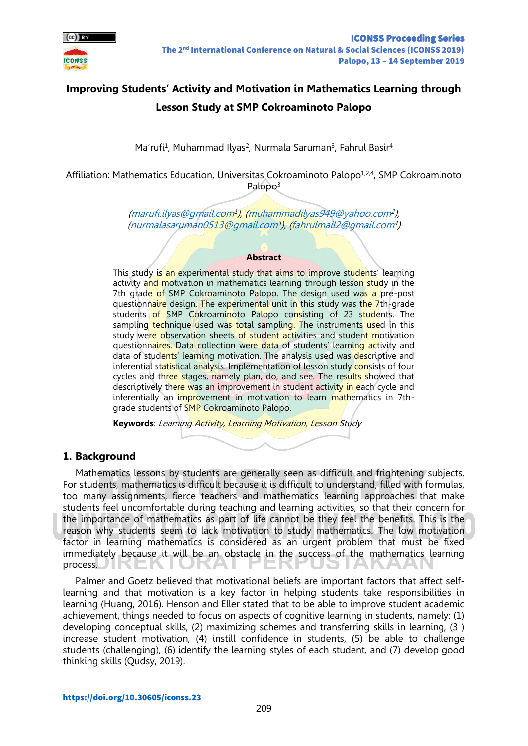# Improving Students' Activity and Motivation in Mathematics Learning through Lesson Study at SMP Cokroaminoto Palopo

Ma'rufi[1], Muhammad Ilyas[2], Nurmala Saruman[3], Fahrul Basir[4]

Affiliation: Mathematics Education, Universitas Cokroaminoto Palopo[1,2,4], SMP Cokroaminoto Palopo[3]

*(marufi.ilyas@gmail.com[1]), (muhammadilyas949@yahoo.com[2]), (nurmalasaruman0513@gmail.com[3]), (fahrulmail2@gmail.com[4])*

**Abstract**

This study is an experimental study that aims to improve students' learning activity and motivation in mathematics learning through lesson study in the 7th grade of SMP Cokroaminoto Palopo. The design used was a pre-post questionnaire design. The experimental unit in this study was the 7th-grade students of SMP Cokroaminoto Palopo consisting of 23 students. The sampling technique used was total sampling. The instruments used in this study were observation sheets of student activities and student motivation questionnaires. Data collection were data of students' learning activity and data of students' learning motivation. The analysis used was descriptive and inferential statistical analysis. Implementation of lesson study consists of four cycles and three stages, namely plan, do, and see. The results showed that descriptively there was an improvement in student activity in each cycle and inferentially an improvement in motivation to learn mathematics in 7th-grade students of SMP Cokroaminoto Palopo.

**Keywords**: *Learning Activity, Learning Motivation, Lesson Study*

## 1. Background

Mathematics lessons by students are generally seen as difficult and frightening subjects. For students, mathematics is difficult because it is difficult to understand, filled with formulas, too many assignments, fierce teachers and mathematics learning approaches that make students feel uncomfortable during teaching and learning activities, so that their concern for the importance of mathematics as part of life cannot be they feel the benefits. This is the reason why students seem to lack motivation to study mathematics. The low motivation factor in learning mathematics is considered as an urgent problem that must be fixed immediately because it will be an obstacle in the success of the mathematics learning process.

Palmer and Goetz believed that motivational beliefs are important factors that affect self-learning and that motivation is a key factor in helping students take responsibilities in learning (Huang, 2016). Henson and Eller stated that to be able to improve student academic achievement, things needed to focus on aspects of cognitive learning in students, namely: (1) developing conceptual skills, (2) maximizing schemes and transferring skills in learning, (3 ) increase student motivation, (4) instill confidence in students, (5) be able to challenge students (challenging), (6) identify the learning styles of each student, and (7) develop good thinking skills (Qudsy, 2019).

https://doi.org/10.30605/iconss.23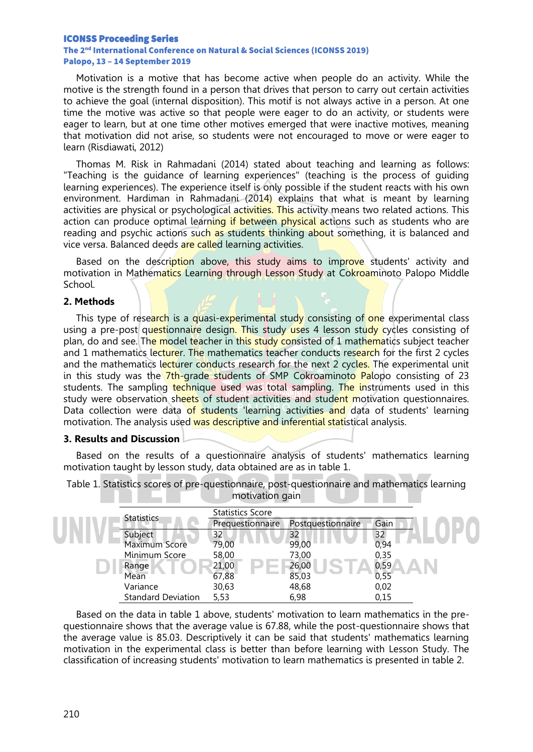Motivation is a motive that has become active when people do an activity. While the motive is the strength found in a person that drives that person to carry out certain activities to achieve the goal (internal disposition). This motif is not always active in a person. At one time the motive was active so that people were eager to do an activity, or students were eager to learn, but at one time other motives emerged that were inactive motives, meaning that motivation did not arise, so students were not encouraged to move or were eager to learn (Risdiawati, 2012)

Thomas M. Risk in Rahmadani (2014) stated about teaching and learning as follows: "Teaching is the guidance of learning experiences" (teaching is the process of guiding learning experiences). The experience itself is only possible if the student reacts with his own environment. Hardiman in Rahmadani (2014) explains that what is meant by learning activities are physical or psychological activities. This activity means two related actions. This action can produce optimal learning if between physical actions such as students who are reading and psychic actions such as students thinking about something, it is balanced and vice versa. Balanced deeds are called learning activities.

Based on the description above, this study aims to improve students' activity and motivation in Mathematics Learning through Lesson Study at Cokroaminoto Palopo Middle School.

## 2. Methods

This type of research is a quasi-experimental study consisting of one experimental class using a pre-post questionnaire design. This study uses 4 lesson study cycles consisting of plan, do and see. The model teacher in this study consisted of 1 mathematics subject teacher and 1 mathematics lecturer. The mathematics teacher conducts research for the first 2 cycles and the mathematics lecturer conducts research for the next 2 cycles. The experimental unit in this study was the 7th-grade students of SMP Cokroaminoto Palopo consisting of 23 students. The sampling technique used was total sampling. The instruments used in this study were observation sheets of student activities and student motivation questionnaires. Data collection were data of students 'learning activities and data of students' learning motivation. The analysis used was descriptive and inferential statistical analysis.

## 3. Results and Discussion

Based on the results of a questionnaire analysis of students' mathematics learning motivation taught by lesson study, data obtained are as in table 1.

Table 1. Statistics scores of pre-questionnaire, post-questionnaire and mathematics learning motivation gain

| Statistics | Statistics Score | | |
|---|---|---|---|
| | Prequestionnaire | Postquestionnaire | Gain |
| Subject | 32 | 32 | 32 |
| Maximum Score | 79,00 | 99,00 | 0,94 |
| Minimum Score | 58,00 | 73,00 | 0,35 |
| Range | 21,00 | 26,00 | 0,59 |
| Mean | 67,88 | 85,03 | 0,55 |
| Variance | 30,63 | 48,68 | 0,02 |
| Standard Deviation | 5,53 | 6,98 | 0,15 |

Based on the data in table 1 above, students' motivation to learn mathematics in the pre-questionnaire shows that the average value is 67.88, while the post-questionnaire shows that the average value is 85.03. Descriptively it can be said that students' mathematics learning motivation in the experimental class is better than before learning with Lesson Study. The classification of increasing students' motivation to learn mathematics is presented in table 2.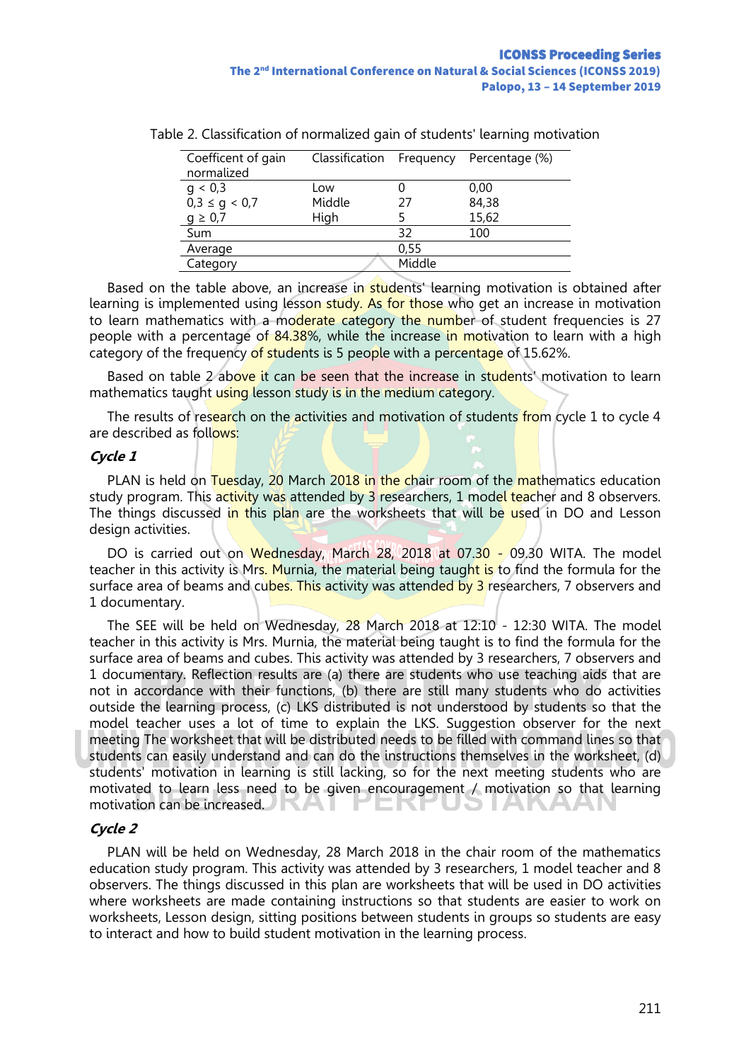Table 2. Classification of normalized gain of students' learning motivation

| Coefficent of gain normalized | Classification | Frequency | Percentage (%) |
|---|---|---|---|
| $g < 0,3$ | Low | 0 | 0,00 |
| $0,3 \leq g < 0,7$ | Middle | 27 | 84,38 |
| $g \geq 0,7$ | High | 5 | 15,62 |
| Sum | | 32 | 100 |
| Average | | 0,55 | |
| Category | | Middle | |

Based on the table above, an increase in students' learning motivation is obtained after learning is implemented using lesson study. As for those who get an increase in motivation to learn mathematics with a moderate category the number of student frequencies is 27 people with a percentage of 84.38%, while the increase in motivation to learn with a high category of the frequency of students is 5 people with a percentage of 15.62%.

Based on table 2 above it can be seen that the increase in students' motivation to learn mathematics taught using lesson study is in the medium category.

The results of research on the activities and motivation of students from cycle 1 to cycle 4 are described as follows:

### *Cycle 1*

PLAN is held on Tuesday, 20 March 2018 in the chair room of the mathematics education study program. This activity was attended by 3 researchers, 1 model teacher and 8 observers. The things discussed in this plan are the worksheets that will be used in DO and Lesson design activities.

DO is carried out on Wednesday, March 28, 2018 at 07.30 - 09.30 WITA. The model teacher in this activity is Mrs. Murnia, the material being taught is to find the formula for the surface area of beams and cubes. This activity was attended by 3 researchers, 7 observers and 1 documentary.

The SEE will be held on Wednesday, 28 March 2018 at 12:10 - 12:30 WITA. The model teacher in this activity is Mrs. Murnia, the material being taught is to find the formula for the surface area of beams and cubes. This activity was attended by 3 researchers, 7 observers and 1 documentary. Reflection results are (a) there are students who use teaching aids that are not in accordance with their functions, (b) there are still many students who do activities outside the learning process, (c) LKS distributed is not understood by students so that the model teacher uses a lot of time to explain the LKS. Suggestion observer for the next meeting The worksheet that will be distributed needs to be filled with command lines so that students can easily understand and can do the instructions themselves in the worksheet, (d) students' motivation in learning is still lacking, so for the next meeting students who are motivated to learn less need to be given encouragement / motivation so that learning motivation can be increased.

### *Cycle 2*

PLAN will be held on Wednesday, 28 March 2018 in the chair room of the mathematics education study program. This activity was attended by 3 researchers, 1 model teacher and 8 observers. The things discussed in this plan are worksheets that will be used in DO activities where worksheets are made containing instructions so that students are easier to work on worksheets, Lesson design, sitting positions between students in groups so students are easy to interact and how to build student motivation in the learning process.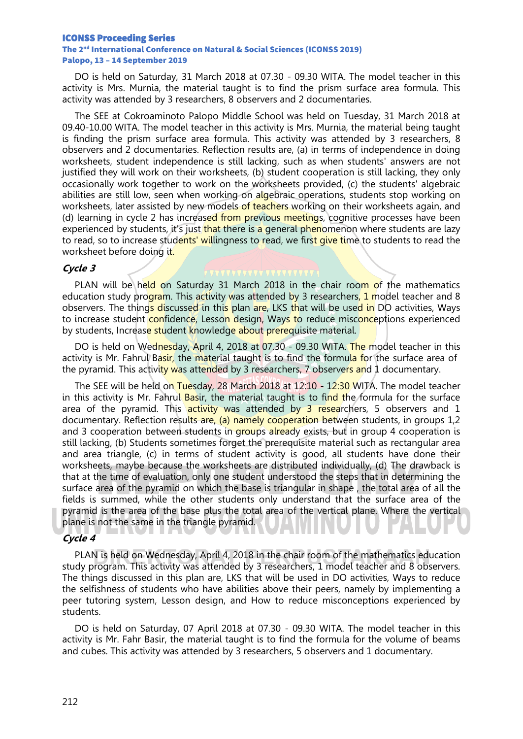DO is held on Saturday, 31 March 2018 at 07.30 - 09.30 WITA. The model teacher in this activity is Mrs. Murnia, the material taught is to find the prism surface area formula. This activity was attended by 3 researchers, 8 observers and 2 documentaries.

The SEE at Cokroaminoto Palopo Middle School was held on Tuesday, 31 March 2018 at 09.40-10.00 WITA. The model teacher in this activity is Mrs. Murnia, the material being taught is finding the prism surface area formula. This activity was attended by 3 researchers, 8 observers and 2 documentaries. Reflection results are, (a) in terms of independence in doing worksheets, student independence is still lacking, such as when students' answers are not justified they will work on their worksheets, (b) student cooperation is still lacking, they only occasionally work together to work on the worksheets provided, (c) the students' algebraic abilities are still low, seen when working on algebraic operations, students stop working on worksheets, later assisted by new models of teachers working on their worksheets again, and (d) learning in cycle 2 has increased from previous meetings, cognitive processes have been experienced by students, it's just that there is a general phenomenon where students are lazy to read, so to increase students' willingness to read, we first give time to students to read the worksheet before doing it.

### *Cycle 3*

PLAN will be held on Saturday 31 March 2018 in the chair room of the mathematics education study program. This activity was attended by 3 researchers, 1 model teacher and 8 observers. The things discussed in this plan are, LKS that will be used in DO activities, Ways to increase student confidence, Lesson design, Ways to reduce misconceptions experienced by students, Increase student knowledge about prerequisite material.

DO is held on Wednesday, April 4, 2018 at 07.30 - 09.30 WITA. The model teacher in this activity is Mr. Fahrul Basir, the material taught is to find the formula for the surface area of the pyramid. This activity was attended by 3 researchers, 7 observers and 1 documentary.

The SEE will be held on Tuesday, 28 March 2018 at 12:10 - 12:30 WITA. The model teacher in this activity is Mr. Fahrul Basir, the material taught is to find the formula for the surface area of the pyramid. This activity was attended by 3 researchers, 5 observers and 1 documentary. Reflection results are, (a) namely cooperation between students, in groups 1,2 and 3 cooperation between students in groups already exists, but in group 4 cooperation is still lacking, (b) Students sometimes forget the prerequisite material such as rectangular area and area triangle, (c) in terms of student activity is good, all students have done their worksheets, maybe because the worksheets are distributed individually, (d) The drawback is that at the time of evaluation, only one student understood the steps that in determining the surface area of the pyramid on which the base is triangular in shape , the total area of all the fields is summed, while the other students only understand that the surface area of the pyramid is the area of the base plus the total area of the vertical plane. Where the vertical plane is not the same in the triangle pyramid.

### *Cycle 4*

PLAN is held on Wednesday, April 4, 2018 in the chair room of the mathematics education study program. This activity was attended by 3 researchers, 1 model teacher and 8 observers. The things discussed in this plan are, LKS that will be used in DO activities, Ways to reduce the selfishness of students who have abilities above their peers, namely by implementing a peer tutoring system, Lesson design, and How to reduce misconceptions experienced by students.

DO is held on Saturday, 07 April 2018 at 07.30 - 09.30 WITA. The model teacher in this activity is Mr. Fahr Basir, the material taught is to find the formula for the volume of beams and cubes. This activity was attended by 3 researchers, 5 observers and 1 documentary.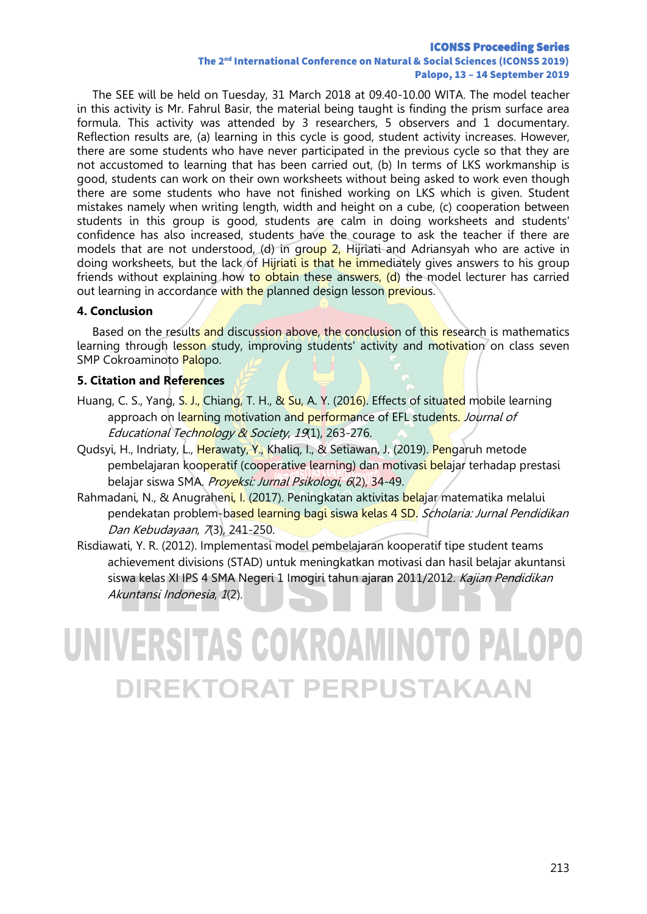The SEE will be held on Tuesday, 31 March 2018 at 09.40-10.00 WITA. The model teacher in this activity is Mr. Fahrul Basir, the material being taught is finding the prism surface area formula. This activity was attended by 3 researchers, 5 observers and 1 documentary. Reflection results are, (a) learning in this cycle is good, student activity increases. However, there are some students who have never participated in the previous cycle so that they are not accustomed to learning that has been carried out, (b) In terms of LKS workmanship is good, students can work on their own worksheets without being asked to work even though there are some students who have not finished working on LKS which is given. Student mistakes namely when writing length, width and height on a cube, (c) cooperation between students in this group is good, students are calm in doing worksheets and students' confidence has also increased, students have the courage to ask the teacher if there are models that are not understood, (d) in group 2, Hijriati and Adriansyah who are active in doing worksheets, but the lack of Hijriati is that he immediately gives answers to his group friends without explaining how to obtain these answers, (d) the model lecturer has carried out learning in accordance with the planned design lesson previous.

## 4. Conclusion

Based on the results and discussion above, the conclusion of this research is mathematics learning through lesson study, improving students' activity and motivation on class seven SMP Cokroaminoto Palopo.

## 5. Citation and References

Huang, C. S., Yang, S. J., Chiang, T. H., & Su, A. Y. (2016). Effects of situated mobile learning approach on learning motivation and performance of EFL students. *Journal of Educational Technology & Society*, *19*(1), 263-276.

Qudsyi, H., Indriaty, L., Herawaty, Y., Khaliq, I., & Setiawan, J. (2019). Pengaruh metode pembelajaran kooperatif (cooperative learning) dan motivasi belajar terhadap prestasi belajar siswa SMA. *Proyeksi: Jurnal Psikologi*, *6*(2), 34-49.

Rahmadani, N., & Anugraheni, I. (2017). Peningkatan aktivitas belajar matematika melalui pendekatan problem-based learning bagi siswa kelas 4 SD. *Scholaria: Jurnal Pendidikan Dan Kebudayaan*, *7*(3), 241-250.

Risdiawati, Y. R. (2012). Implementasi model pembelajaran kooperatif tipe student teams achievement divisions (STAD) untuk meningkatkan motivasi dan hasil belajar akuntansi siswa kelas XI IPS 4 SMA Negeri 1 Imogiri tahun ajaran 2011/2012. *Kajian Pendidikan Akuntansi Indonesia*, *1*(2).